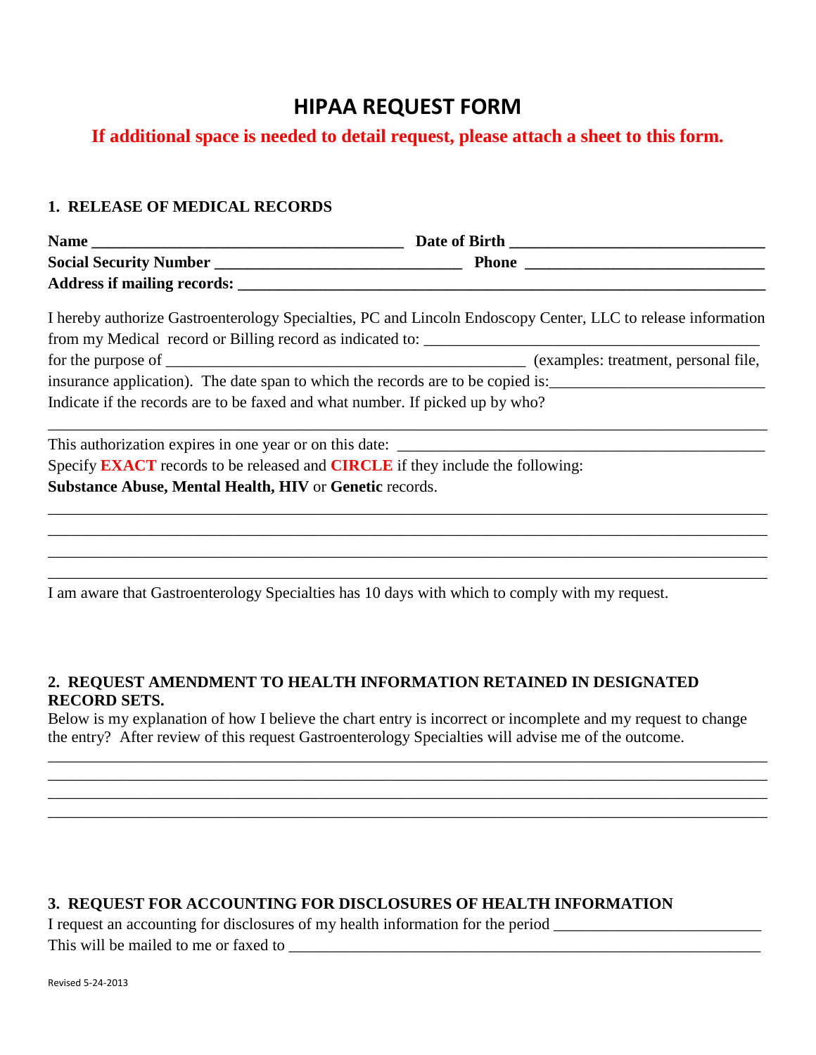# HIPAA REQUEST FORM

**If additional space is needed to detail request, please attach a sheet to this form.**

### 1. RELEASE OF MEDICAL RECORDS

**Name** ______________________________________ **Date of Birth** _______________________________

**Social Security Number** ______________________________ **Phone** _____________________________

**Address if mailing records:** _________________________________________________________________

I hereby authorize Gastroenterology Specialties, PC and Lincoln Endoscopy Center, LLC to release information from my Medical record or Billing record as indicated to: ________________________________________ for the purpose of ____________________________________________ (examples: treatment, personal file, insurance application). The date span to which the records are to be copied is:__________________________ Indicate if the records are to be faxed and what number. If picked up by who?

_____________________________________________________________________________________________

This authorization expires in one year or on this date: ______________________________________________

Specify **EXACT** records to be released and **CIRCLE** if they include the following: **Substance Abuse, Mental Health, HIV** or **Genetic** records.

_____________________________________________________________________________________________

_____________________________________________________________________________________________

_____________________________________________________________________________________________

_____________________________________________________________________________________________

I am aware that Gastroenterology Specialties has 10 days with which to comply with my request.

### 2. REQUEST AMENDMENT TO HEALTH INFORMATION RETAINED IN DESIGNATED RECORD SETS.

Below is my explanation of how I believe the chart entry is incorrect or incomplete and my request to change the entry? After review of this request Gastroenterology Specialties will advise me of the outcome.

_____________________________________________________________________________________________

_____________________________________________________________________________________________

_____________________________________________________________________________________________

_____________________________________________________________________________________________

### 3. REQUEST FOR ACCOUNTING FOR DISCLOSURES OF HEALTH INFORMATION

I request an accounting for disclosures of my health information for the period _________________________

This will be mailed to me or faxed to ___________________________________________________________

Revised 5-24-2013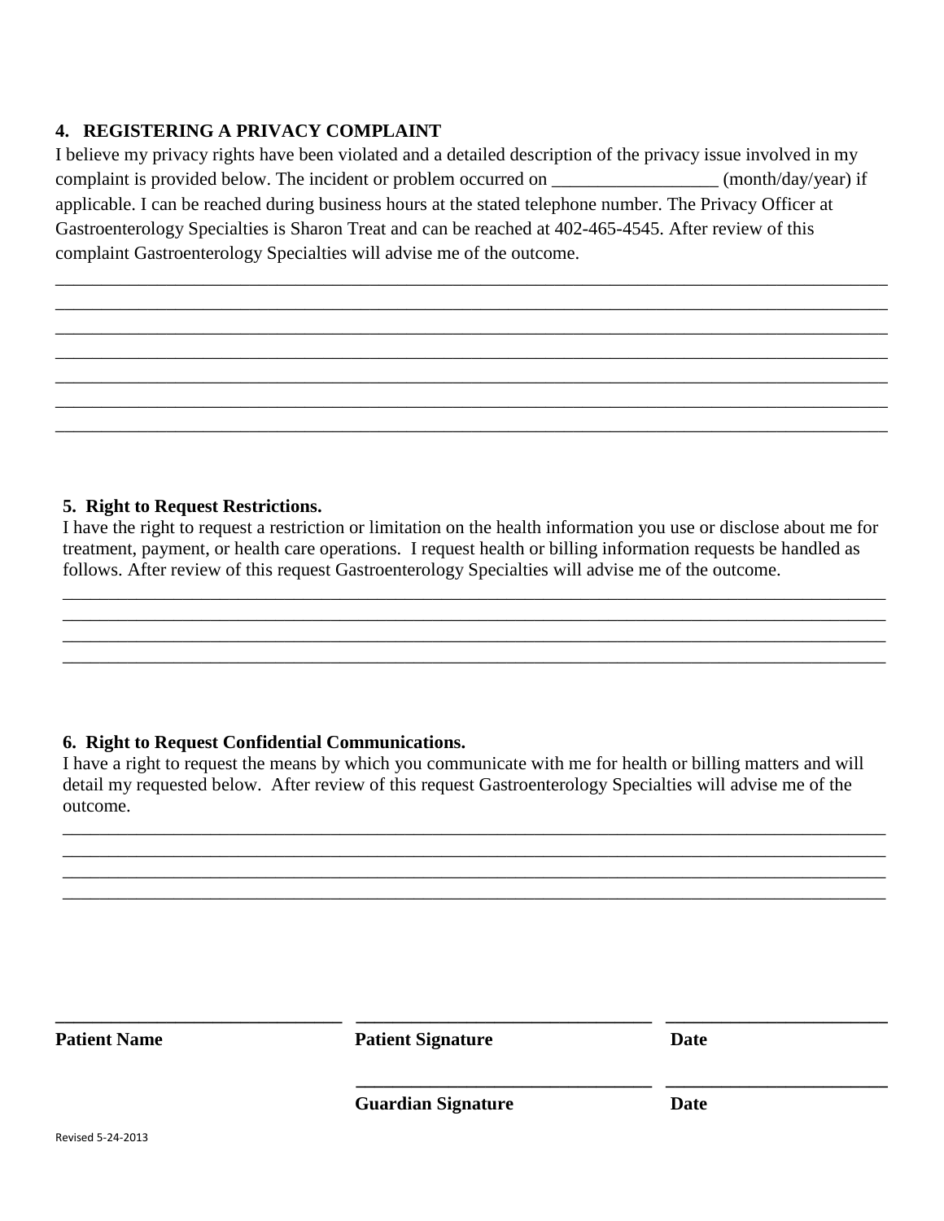**4. REGISTERING A PRIVACY COMPLAINT**

I believe my privacy rights have been violated and a detailed description of the privacy issue involved in my complaint is provided below. The incident or problem occurred on __________________ (month/day/year) if applicable. I can be reached during business hours at the stated telephone number. The Privacy Officer at Gastroenterology Specialties is Sharon Treat and can be reached at 402-465-4545. After review of this complaint Gastroenterology Specialties will advise me of the outcome.

_____________________________________________________________________________________________
_____________________________________________________________________________________________
_____________________________________________________________________________________________
_____________________________________________________________________________________________
_____________________________________________________________________________________________
_____________________________________________________________________________________________
_____________________________________________________________________________________________

**5. Right to Request Restrictions.**

I have the right to request a restriction or limitation on the health information you use or disclose about me for treatment, payment, or health care operations. I request health or billing information requests be handled as follows. After review of this request Gastroenterology Specialties will advise me of the outcome.

_____________________________________________________________________________________________
_____________________________________________________________________________________________
_____________________________________________________________________________________________
_____________________________________________________________________________________________

**6. Right to Request Confidential Communications.**

I have a right to request the means by which you communicate with me for health or billing matters and will detail my requested below. After review of this request Gastroenterology Specialties will advise me of the outcome.

_____________________________________________________________________________________________
_____________________________________________________________________________________________
_____________________________________________________________________________________________
_____________________________________________________________________________________________

| | | |
|---|---|---|
| ______________________________ | ______________________________ | ______________________ |
| **Patient Name** | **Patient Signature** | **Date** |
| | ______________________________ | ______________________ |
| | **Guardian Signature** | **Date** |

Revised 5-24-2013